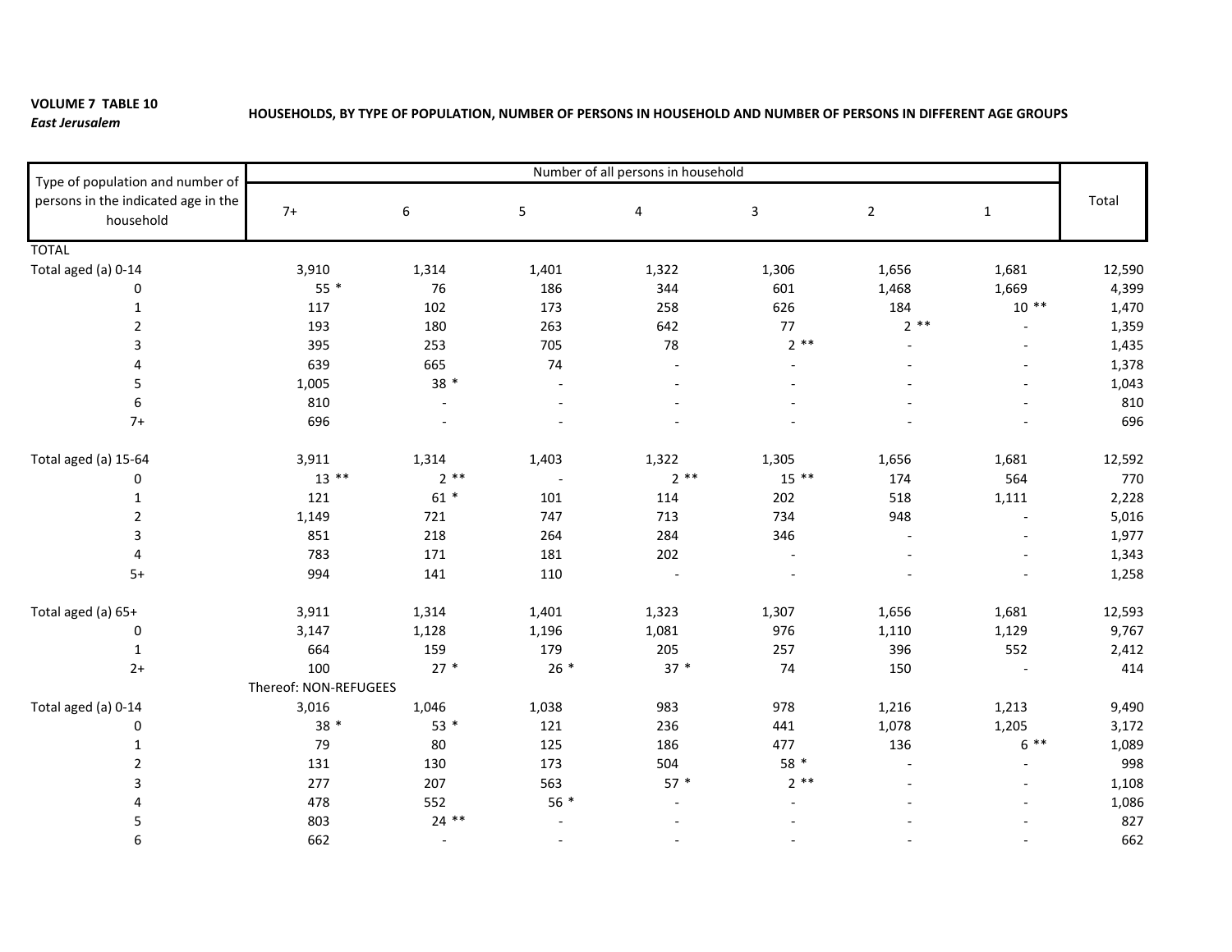**VOLUME 7 TABLE 10**
***East Jerusalem***

**HOUSEHOLDS, BY TYPE OF POPULATION, NUMBER OF PERSONS IN HOUSEHOLD AND NUMBER OF PERSONS IN DIFFERENT AGE GROUPS**

| Type of population and number of persons in the indicated age in the household | Number of all persons in household | | | | | | | Total |
|---|---|---|---|---|---|---|---|---|
| | 7+ | 6 | 5 | 4 | 3 | 2 | 1 | |
| TOTAL | | | | | | | | |
| Total aged (a) 0-14 | 3,910 | 1,314 | 1,401 | 1,322 | 1,306 | 1,656 | 1,681 | 12,590 |
| 0 | 55 * | 76 | 186 | 344 | 601 | 1,468 | 1,669 | 4,399 |
| 1 | 117 | 102 | 173 | 258 | 626 | 184 | 10 ** | 1,470 |
| 2 | 193 | 180 | 263 | 642 | 77 | 2 ** | - | 1,359 |
| 3 | 395 | 253 | 705 | 78 | 2 ** | - | - | 1,435 |
| 4 | 639 | 665 | 74 | - | - | - | - | 1,378 |
| 5 | 1,005 | 38 * | - | - | - | - | - | 1,043 |
| 6 | 810 | - | - | - | - | - | - | 810 |
| 7+ | 696 | - | - | - | - | - | - | 696 |
| Total aged (a) 15-64 | 3,911 | 1,314 | 1,403 | 1,322 | 1,305 | 1,656 | 1,681 | 12,592 |
| 0 | 13 ** | 2 ** | - | 2 ** | 15 ** | 174 | 564 | 770 |
| 1 | 121 | 61 * | 101 | 114 | 202 | 518 | 1,111 | 2,228 |
| 2 | 1,149 | 721 | 747 | 713 | 734 | 948 | - | 5,016 |
| 3 | 851 | 218 | 264 | 284 | 346 | - | - | 1,977 |
| 4 | 783 | 171 | 181 | 202 | - | - | - | 1,343 |
| 5+ | 994 | 141 | 110 | - | - | - | - | 1,258 |
| Total aged (a) 65+ | 3,911 | 1,314 | 1,401 | 1,323 | 1,307 | 1,656 | 1,681 | 12,593 |
| 0 | 3,147 | 1,128 | 1,196 | 1,081 | 976 | 1,110 | 1,129 | 9,767 |
| 1 | 664 | 159 | 179 | 205 | 257 | 396 | 552 | 2,412 |
| 2+ | 100 | 27 * | 26 * | 37 * | 74 | 150 | - | 414 |
| | Thereof: NON-REFUGEES | | | | | | | |
| Total aged (a) 0-14 | 3,016 | 1,046 | 1,038 | 983 | 978 | 1,216 | 1,213 | 9,490 |
| 0 | 38 * | 53 * | 121 | 236 | 441 | 1,078 | 1,205 | 3,172 |
| 1 | 79 | 80 | 125 | 186 | 477 | 136 | 6 ** | 1,089 |
| 2 | 131 | 130 | 173 | 504 | 58 * | - | - | 998 |
| 3 | 277 | 207 | 563 | 57 * | 2 ** | - | - | 1,108 |
| 4 | 478 | 552 | 56 * | - | - | - | - | 1,086 |
| 5 | 803 | 24 ** | - | - | - | - | - | 827 |
| 6 | 662 | - | - | - | - | - | - | 662 |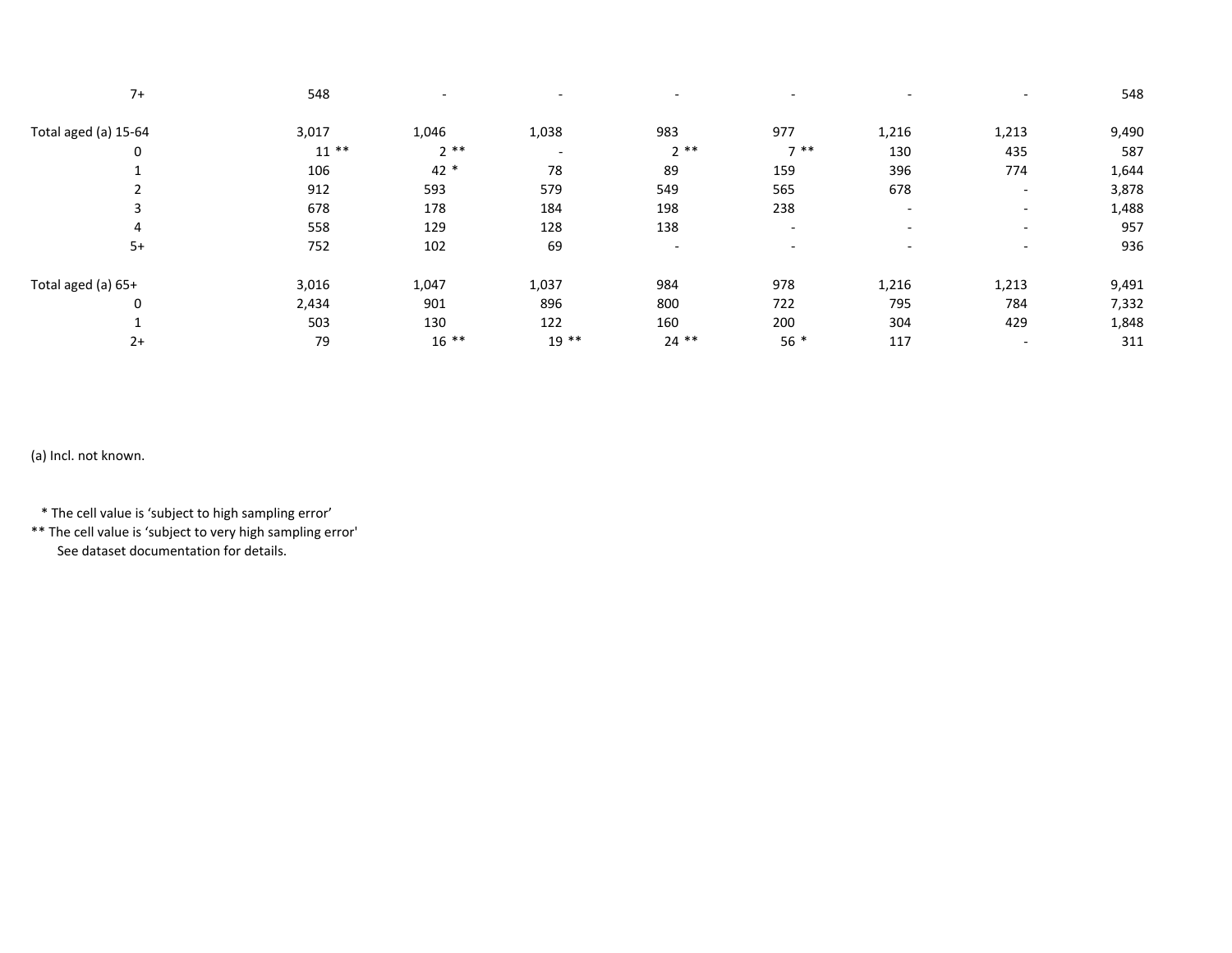| | | | | | | | | |
|---|---|---|---|---|---|---|---|---|
| 7+ | 548 | - | - | - | - | - | - | 548 |
| | | | | | | | | |
| Total aged (a) 15-64 | 3,017 | 1,046 | 1,038 | 983 | 977 | 1,216 | 1,213 | 9,490 |
| 0 | 11 ** | 2 ** | - | 2 ** | 7 ** | 130 | 435 | 587 |
| 1 | 106 | 42 * | 78 | 89 | 159 | 396 | 774 | 1,644 |
| 2 | 912 | 593 | 579 | 549 | 565 | 678 | - | 3,878 |
| 3 | 678 | 178 | 184 | 198 | 238 | - | - | 1,488 |
| 4 | 558 | 129 | 128 | 138 | - | - | - | 957 |
| 5+ | 752 | 102 | 69 | - | - | - | - | 936 |
| | | | | | | | | |
| Total aged (a) 65+ | 3,016 | 1,047 | 1,037 | 984 | 978 | 1,216 | 1,213 | 9,491 |
| 0 | 2,434 | 901 | 896 | 800 | 722 | 795 | 784 | 7,332 |
| 1 | 503 | 130 | 122 | 160 | 200 | 304 | 429 | 1,848 |
| 2+ | 79 | 16 ** | 19 ** | 24 ** | 56 * | 117 | - | 311 |

(a) Incl. not known.

\* The cell value is ‘subject to high sampling error’
** The cell value is ‘subject to very high sampling error'
See dataset documentation for details.